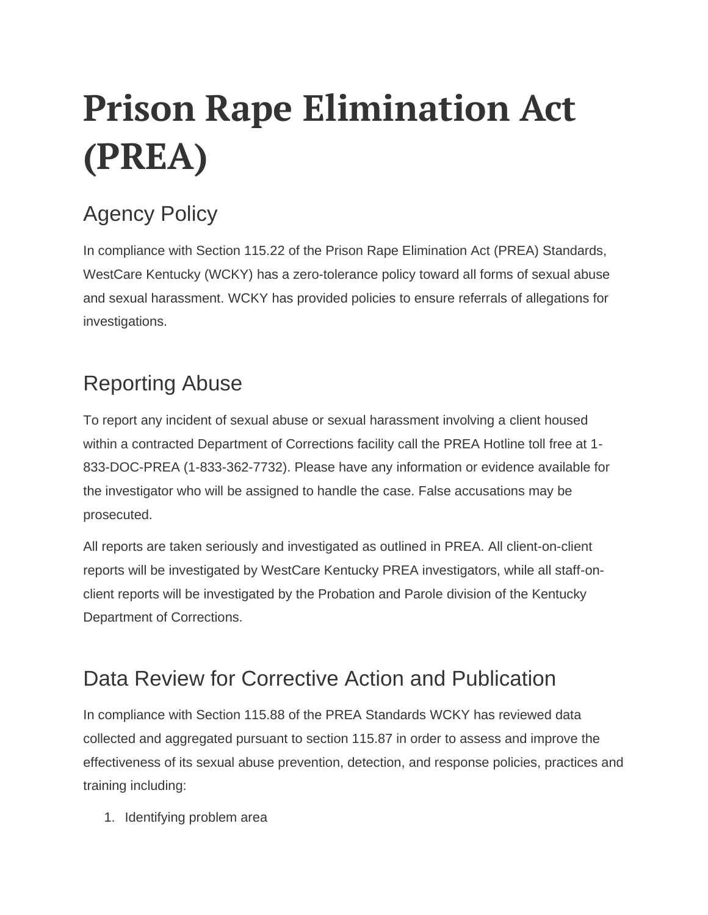# Prison Rape Elimination Act (PREA)

## Agency Policy

In compliance with Section 115.22 of the Prison Rape Elimination Act (PREA) Standards, WestCare Kentucky (WCKY) has a zero-tolerance policy toward all forms of sexual abuse and sexual harassment. WCKY has provided policies to ensure referrals of allegations for investigations.

## Reporting Abuse

To report any incident of sexual abuse or sexual harassment involving a client housed within a contracted Department of Corrections facility call the PREA Hotline toll free at 1-833-DOC-PREA (1-833-362-7732). Please have any information or evidence available for the investigator who will be assigned to handle the case. False accusations may be prosecuted.

All reports are taken seriously and investigated as outlined in PREA. All client-on-client reports will be investigated by WestCare Kentucky PREA investigators, while all staff-on-client reports will be investigated by the Probation and Parole division of the Kentucky Department of Corrections.

## Data Review for Corrective Action and Publication

In compliance with Section 115.88 of the PREA Standards WCKY has reviewed data collected and aggregated pursuant to section 115.87 in order to assess and improve the effectiveness of its sexual abuse prevention, detection, and response policies, practices and training including:

1. Identifying problem area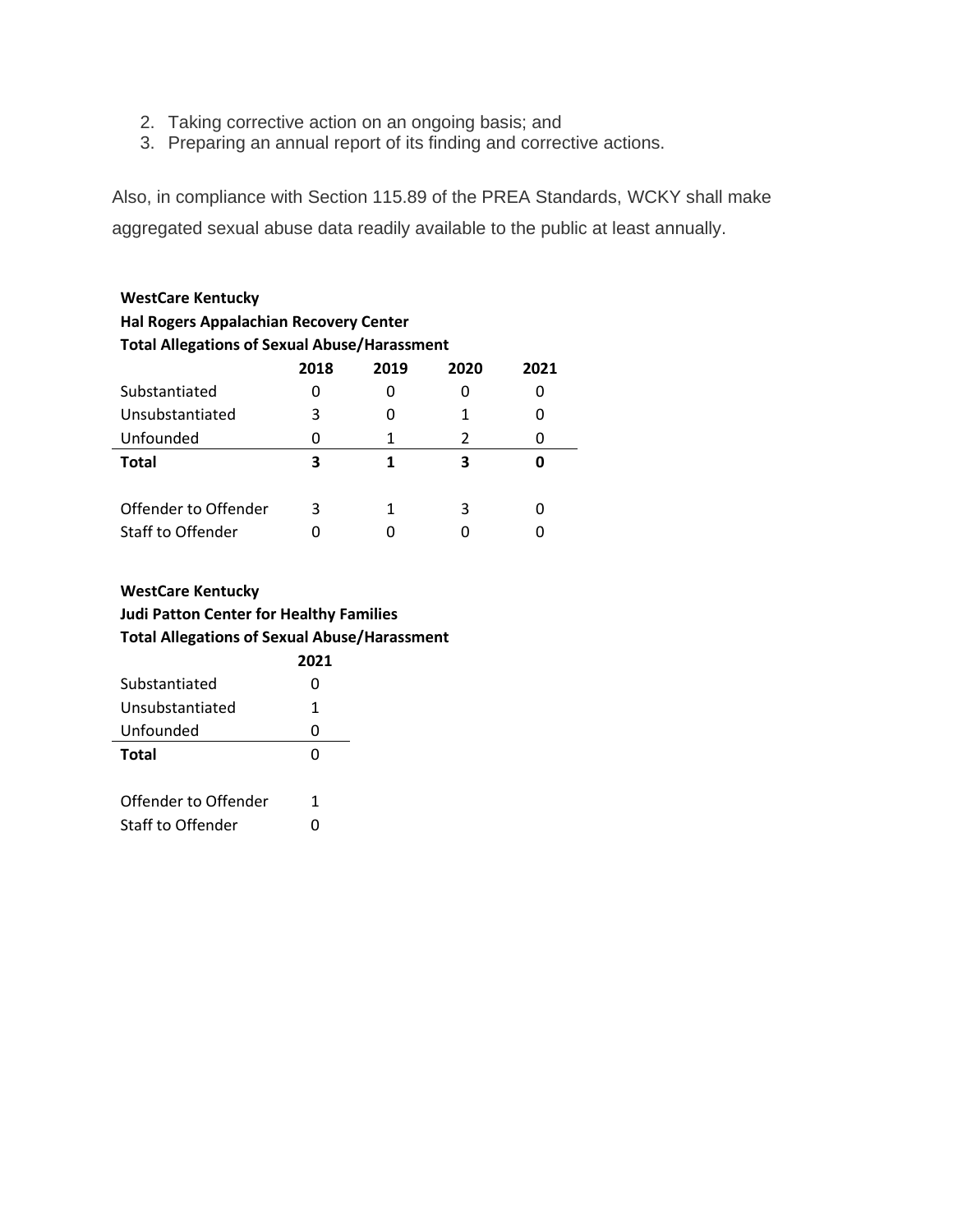2. Taking corrective action on an ongoing basis; and
3. Preparing an annual report of its finding and corrective actions.

Also, in compliance with Section 115.89 of the PREA Standards, WCKY shall make aggregated sexual abuse data readily available to the public at least annually.

**WestCare Kentucky**
**Hal Rogers Appalachian Recovery Center**
**Total Allegations of Sexual Abuse/Harassment**

| | **2018** | **2019** | **2020** | **2021** |
|---|---|---|---|---|
| Substantiated | 0 | 0 | 0 | 0 |
| Unsubstantiated | 3 | 0 | 1 | 0 |
| Unfounded | 0 | 1 | 2 | 0 |
| **Total** | **3** | **1** | **3** | **0** |
| | | | | |
| Offender to Offender | 3 | 1 | 3 | 0 |
| Staff to Offender | 0 | 0 | 0 | 0 |

**WestCare Kentucky**
**Judi Patton Center for Healthy Families**
**Total Allegations of Sexual Abuse/Harassment**

| | **2021** |
|---|---|
| Substantiated | 0 |
| Unsubstantiated | 1 |
| Unfounded | 0 |
| **Total** | 0 |
| | |
| Offender to Offender | 1 |
| Staff to Offender | 0 |